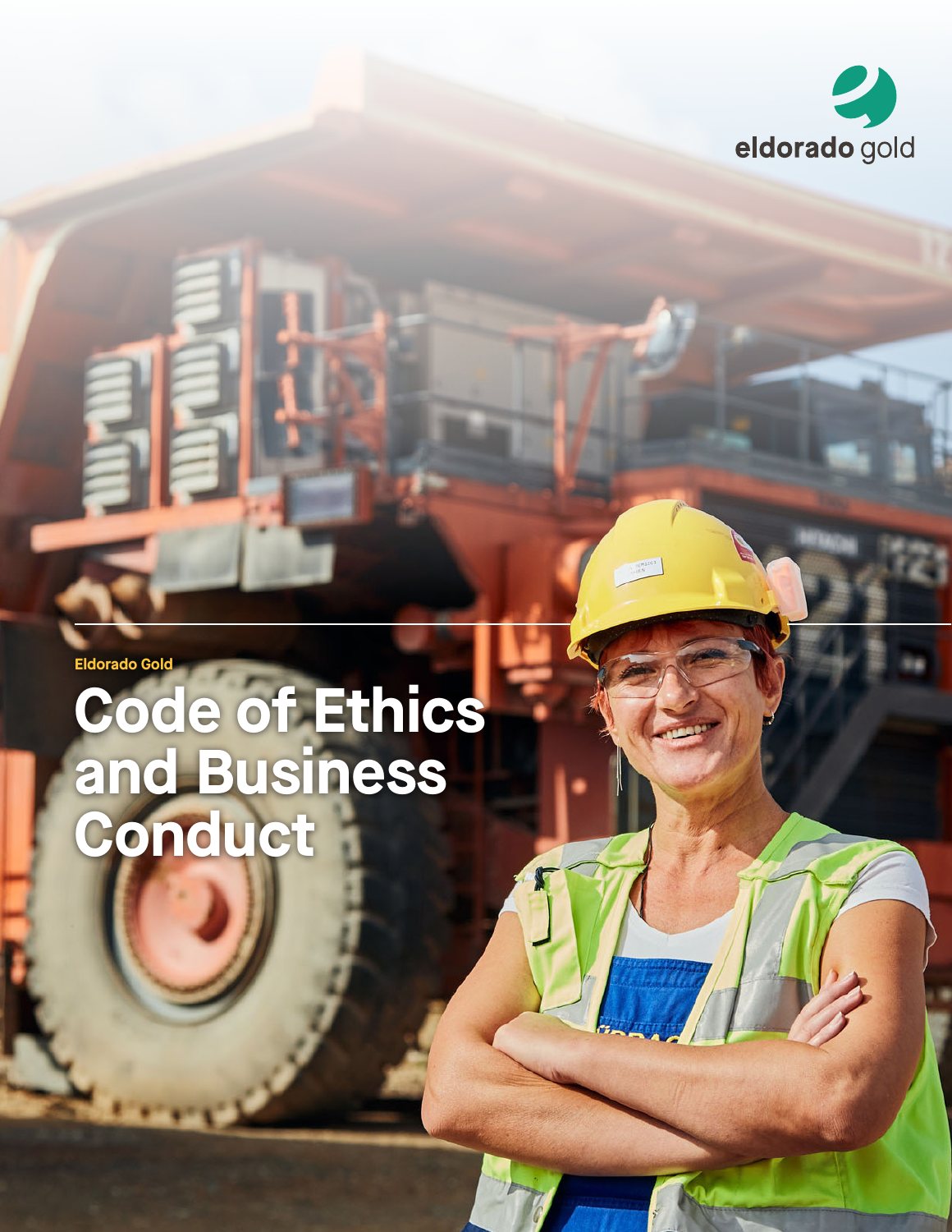eldorado gold

Eldorado Gold

# Code of Ethics and Business Conduct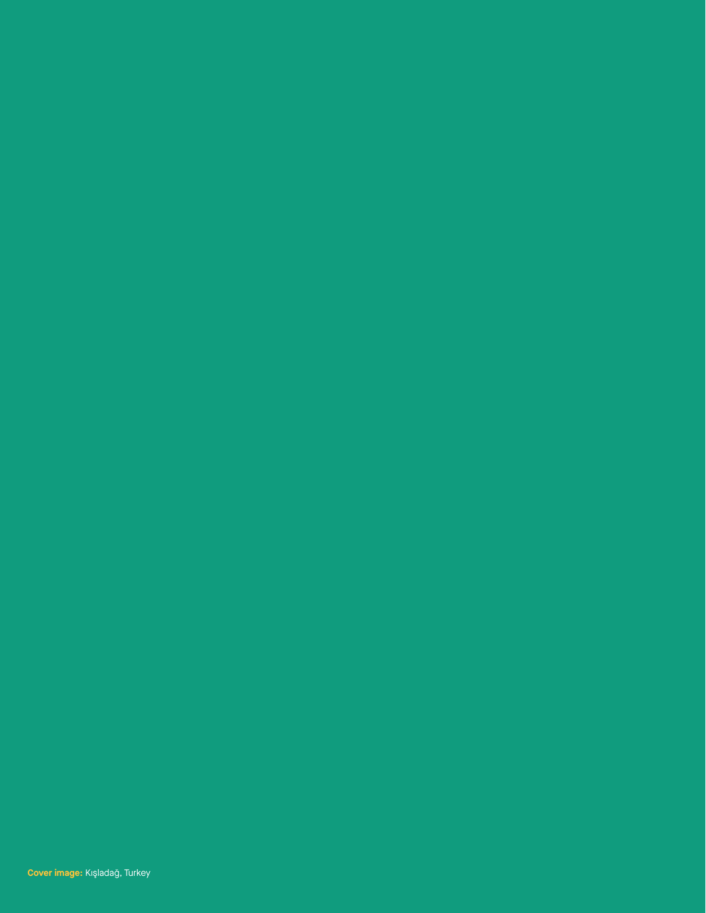**Cover image:** Kışladağ, Turkey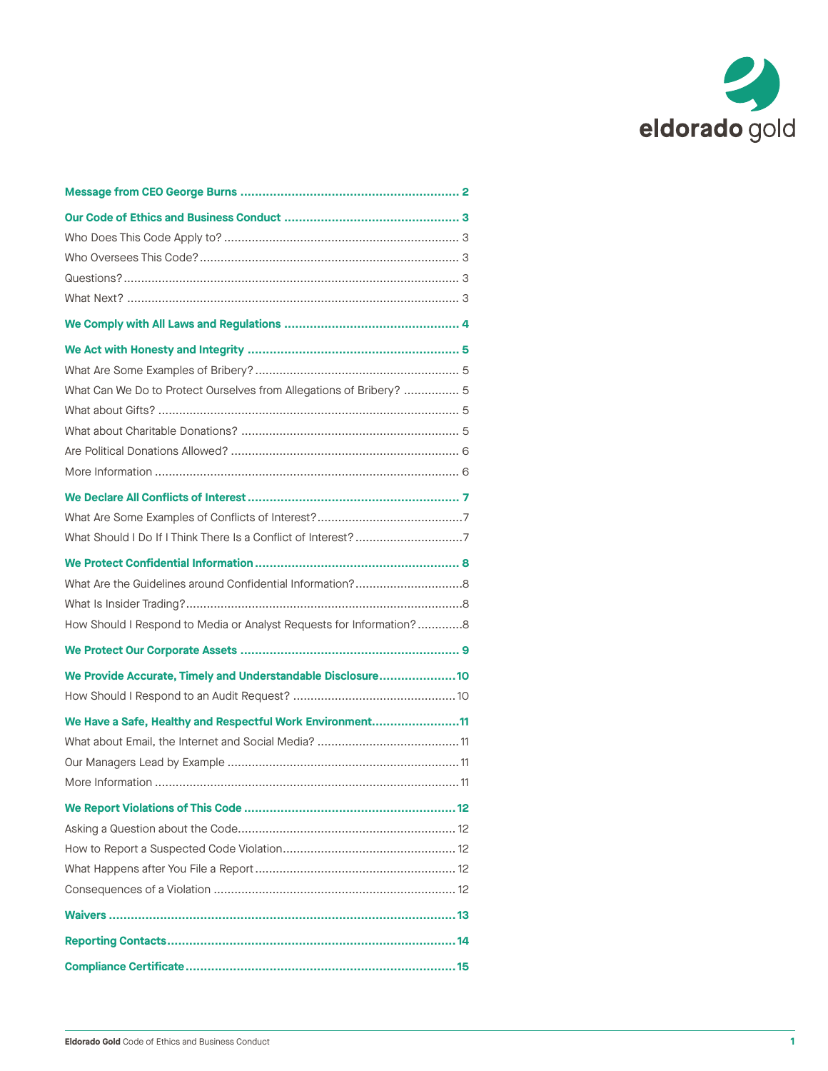| | |
|---|---|
| **Message from CEO George Burns** | **2** |
| **Our Code of Ethics and Business Conduct** | **3** |
| Who Does This Code Apply to? | 3 |
| Who Oversees This Code? | 3 |
| Questions? | 3 |
| What Next? | 3 |
| **We Comply with All Laws and Regulations** | **4** |
| **We Act with Honesty and Integrity** | **5** |
| What Are Some Examples of Bribery? | 5 |
| What Can We Do to Protect Ourselves from Allegations of Bribery? | 5 |
| What about Gifts? | 5 |
| What about Charitable Donations? | 5 |
| Are Political Donations Allowed? | 6 |
| More Information | 6 |
| **We Declare All Conflicts of Interest** | **7** |
| What Are Some Examples of Conflicts of Interest? | 7 |
| What Should I Do If I Think There Is a Conflict of Interest? | 7 |
| **We Protect Confidential Information** | **8** |
| What Are the Guidelines around Confidential Information? | 8 |
| What Is Insider Trading? | 8 |
| How Should I Respond to Media or Analyst Requests for Information? | 8 |
| **We Protect Our Corporate Assets** | **9** |
| **We Provide Accurate, Timely and Understandable Disclosure** | **10** |
| How Should I Respond to an Audit Request? | 10 |
| **We Have a Safe, Healthy and Respectful Work Environment** | **11** |
| What about Email, the Internet and Social Media? | 11 |
| Our Managers Lead by Example | 11 |
| More Information | 11 |
| **We Report Violations of This Code** | **12** |
| Asking a Question about the Code | 12 |
| How to Report a Suspected Code Violation | 12 |
| What Happens after You File a Report | 12 |
| Consequences of a Violation | 12 |
| **Waivers** | **13** |
| **Reporting Contacts** | **14** |
| **Compliance Certificate** | **15** |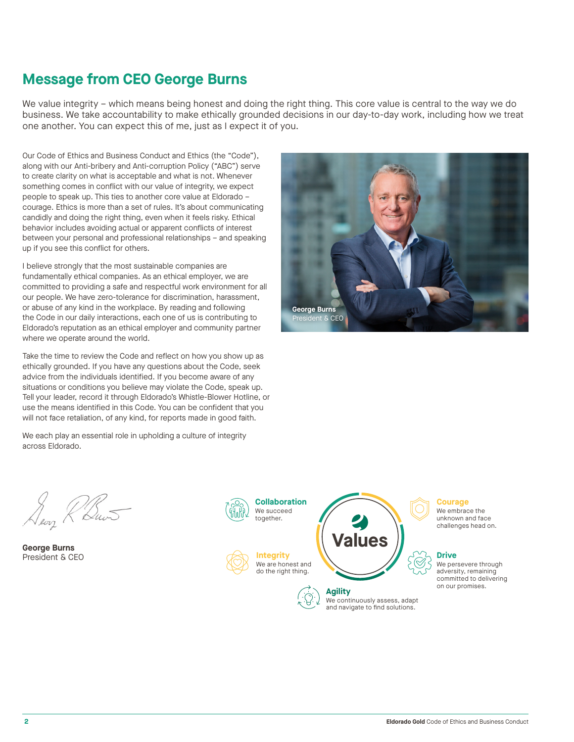# Message from CEO George Burns

We value integrity – which means being honest and doing the right thing. This core value is central to the way we do business. We take accountability to make ethically grounded decisions in our day-to-day work, including how we treat one another. You can expect this of me, just as I expect it of you.

Our Code of Ethics and Business Conduct and Ethics (the "Code"), along with our Anti-bribery and Anti-corruption Policy ("ABC") serve to create clarity on what is acceptable and what is not. Whenever something comes in conflict with our value of integrity, we expect people to speak up. This ties to another core value at Eldorado – courage. Ethics is more than a set of rules. It's about communicating candidly and doing the right thing, even when it feels risky. Ethical behavior includes avoiding actual or apparent conflicts of interest between your personal and professional relationships – and speaking up if you see this conflict for others.

I believe strongly that the most sustainable companies are fundamentally ethical companies. As an ethical employer, we are committed to providing a safe and respectful work environment for all our people. We have zero-tolerance for discrimination, harassment, or abuse of any kind in the workplace. By reading and following the Code in our daily interactions, each one of us is contributing to Eldorado's reputation as an ethical employer and community partner where we operate around the world.

Take the time to review the Code and reflect on how you show up as ethically grounded. If you have any questions about the Code, seek advice from the individuals identified. If you become aware of any situations or conditions you believe may violate the Code, speak up. Tell your leader, record it through Eldorado's Whistle-Blower Hotline, or use the means identified in this Code. You can be confident that you will not face retaliation, of any kind, for reports made in good faith.

We each play an essential role in upholding a culture of integrity across Eldorado.

**George Burns**
President & CEO

**George Burns**
President & CEO

## Values

**Collaboration**
We succeed together.

**Integrity**
We are honest and do the right thing.

**Agility**
We continuously assess, adapt and navigate to find solutions.

**Courage**
We embrace the unknown and face challenges head on.

**Drive**
We persevere through adversity, remaining committed to delivering on our promises.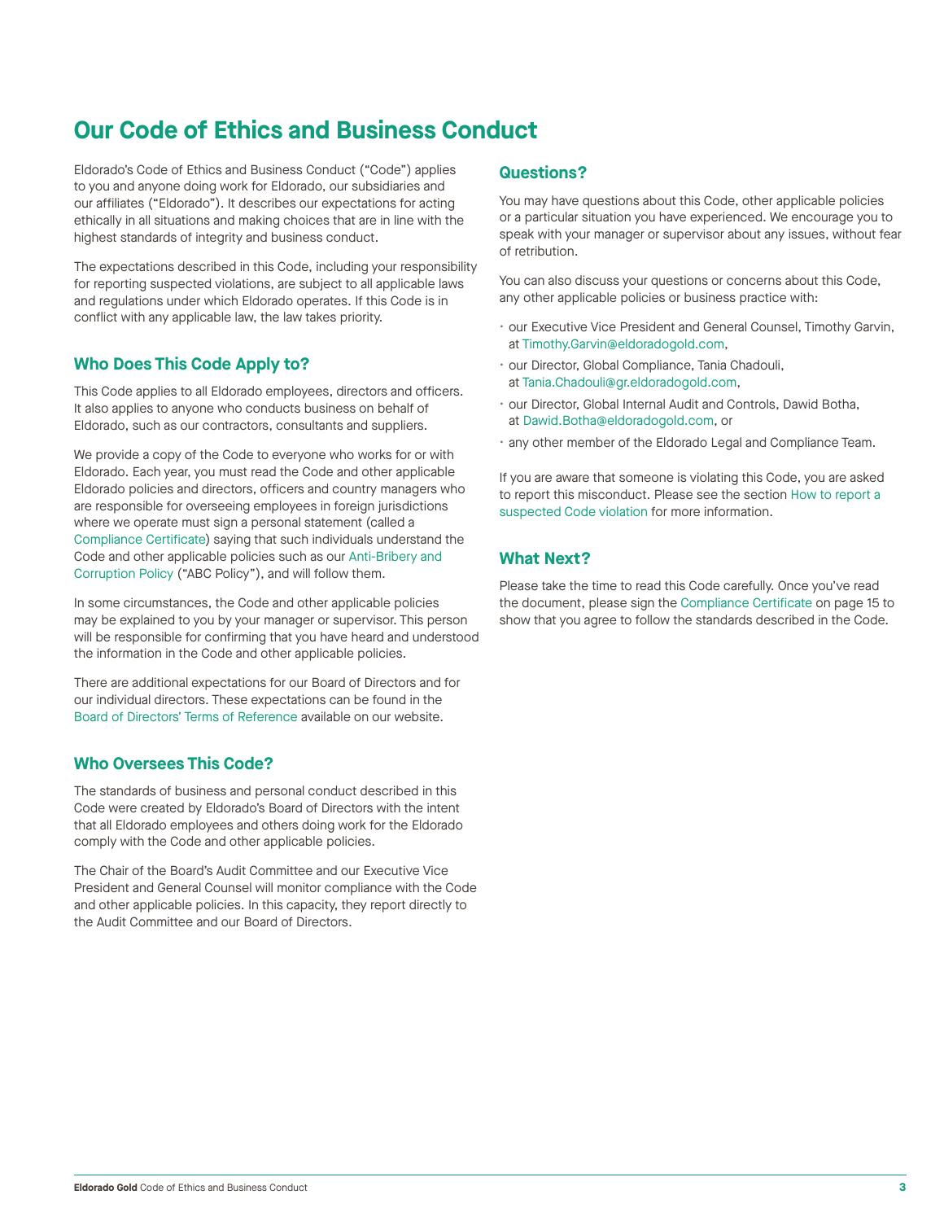# Our Code of Ethics and Business Conduct

Eldorado's Code of Ethics and Business Conduct ("Code") applies to you and anyone doing work for Eldorado, our subsidiaries and our affiliates ("Eldorado"). It describes our expectations for acting ethically in all situations and making choices that are in line with the highest standards of integrity and business conduct.

The expectations described in this Code, including your responsibility for reporting suspected violations, are subject to all applicable laws and regulations under which Eldorado operates. If this Code is in conflict with any applicable law, the law takes priority.

## Who Does This Code Apply to?

This Code applies to all Eldorado employees, directors and officers. It also applies to anyone who conducts business on behalf of Eldorado, such as our contractors, consultants and suppliers.

We provide a copy of the Code to everyone who works for or with Eldorado. Each year, you must read the Code and other applicable Eldorado policies and directors, officers and country managers who are responsible for overseeing employees in foreign jurisdictions where we operate must sign a personal statement (called a Compliance Certificate) saying that such individuals understand the Code and other applicable policies such as our Anti-Bribery and Corruption Policy ("ABC Policy"), and will follow them.

In some circumstances, the Code and other applicable policies may be explained to you by your manager or supervisor. This person will be responsible for confirming that you have heard and understood the information in the Code and other applicable policies.

There are additional expectations for our Board of Directors and for our individual directors. These expectations can be found in the Board of Directors' Terms of Reference available on our website.

## Who Oversees This Code?

The standards of business and personal conduct described in this Code were created by Eldorado's Board of Directors with the intent that all Eldorado employees and others doing work for the Eldorado comply with the Code and other applicable policies.

The Chair of the Board's Audit Committee and our Executive Vice President and General Counsel will monitor compliance with the Code and other applicable policies. In this capacity, they report directly to the Audit Committee and our Board of Directors.

## Questions?

You may have questions about this Code, other applicable policies or a particular situation you have experienced. We encourage you to speak with your manager or supervisor about any issues, without fear of retribution.

You can also discuss your questions or concerns about this Code, any other applicable policies or business practice with:

- our Executive Vice President and General Counsel, Timothy Garvin, at Timothy.Garvin@eldoradogold.com,
- our Director, Global Compliance, Tania Chadouli, at Tania.Chadouli@gr.eldoradogold.com,
- our Director, Global Internal Audit and Controls, Dawid Botha, at Dawid.Botha@eldoradogold.com, or
- any other member of the Eldorado Legal and Compliance Team.

If you are aware that someone is violating this Code, you are asked to report this misconduct. Please see the section How to report a suspected Code violation for more information.

## What Next?

Please take the time to read this Code carefully. Once you've read the document, please sign the Compliance Certificate on page 15 to show that you agree to follow the standards described in the Code.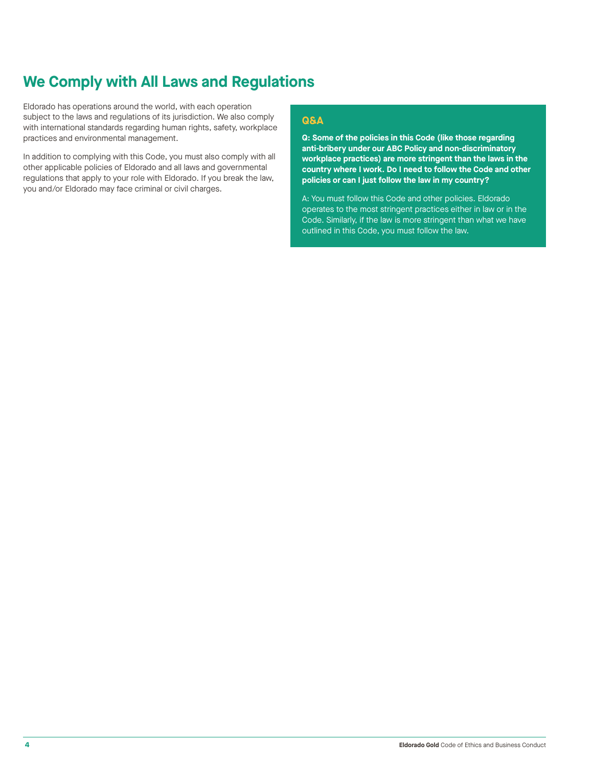# We Comply with All Laws and Regulations

Eldorado has operations around the world, with each operation subject to the laws and regulations of its jurisdiction. We also comply with international standards regarding human rights, safety, workplace practices and environmental management.

In addition to complying with this Code, you must also comply with all other applicable policies of Eldorado and all laws and governmental regulations that apply to your role with Eldorado. If you break the law, you and/or Eldorado may face criminal or civil charges.

### Q&A

**Q: Some of the policies in this Code (like those regarding anti-bribery under our ABC Policy and non-discriminatory workplace practices) are more stringent than the laws in the country where I work. Do I need to follow the Code and other policies or can I just follow the law in my country?**

A: You must follow this Code and other policies. Eldorado operates to the most stringent practices either in law or in the Code. Similarly, if the law is more stringent than what we have outlined in this Code, you must follow the law.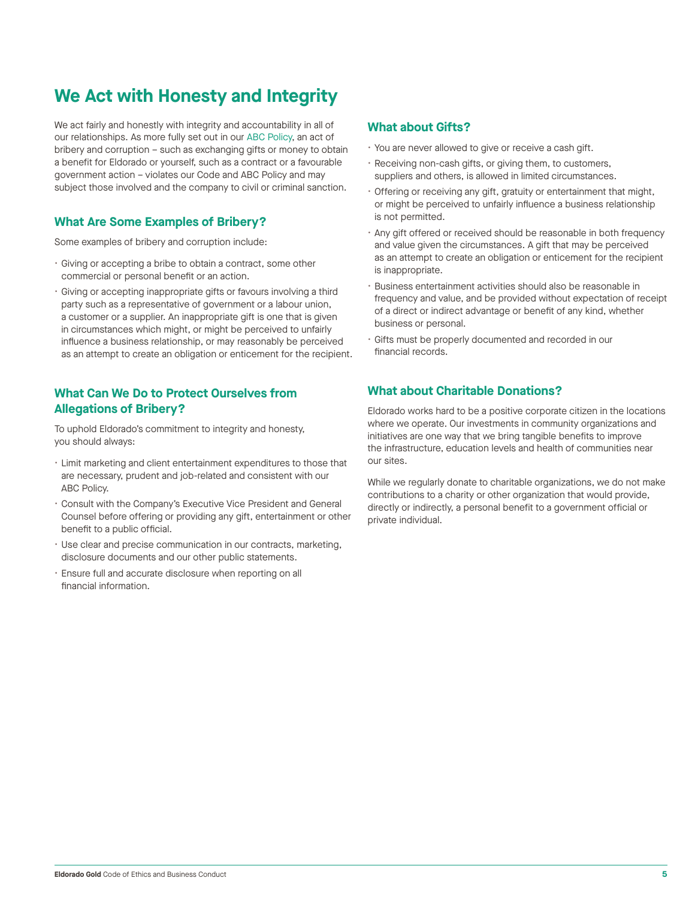# We Act with Honesty and Integrity

We act fairly and honestly with integrity and accountability in all of our relationships. As more fully set out in our ABC Policy, an act of bribery and corruption – such as exchanging gifts or money to obtain a benefit for Eldorado or yourself, such as a contract or a favourable government action – violates our Code and ABC Policy and may subject those involved and the company to civil or criminal sanction.

## What Are Some Examples of Bribery?

Some examples of bribery and corruption include:

- Giving or accepting a bribe to obtain a contract, some other commercial or personal benefit or an action.
- Giving or accepting inappropriate gifts or favours involving a third party such as a representative of government or a labour union, a customer or a supplier. An inappropriate gift is one that is given in circumstances which might, or might be perceived to unfairly influence a business relationship, or may reasonably be perceived as an attempt to create an obligation or enticement for the recipient.

## What Can We Do to Protect Ourselves from Allegations of Bribery?

To uphold Eldorado's commitment to integrity and honesty, you should always:

- Limit marketing and client entertainment expenditures to those that are necessary, prudent and job-related and consistent with our ABC Policy.
- Consult with the Company's Executive Vice President and General Counsel before offering or providing any gift, entertainment or other benefit to a public official.
- Use clear and precise communication in our contracts, marketing, disclosure documents and our other public statements.
- Ensure full and accurate disclosure when reporting on all financial information.

## What about Gifts?

- You are never allowed to give or receive a cash gift.
- Receiving non-cash gifts, or giving them, to customers, suppliers and others, is allowed in limited circumstances.
- Offering or receiving any gift, gratuity or entertainment that might, or might be perceived to unfairly influence a business relationship is not permitted.
- Any gift offered or received should be reasonable in both frequency and value given the circumstances. A gift that may be perceived as an attempt to create an obligation or enticement for the recipient is inappropriate.
- Business entertainment activities should also be reasonable in frequency and value, and be provided without expectation of receipt of a direct or indirect advantage or benefit of any kind, whether business or personal.
- Gifts must be properly documented and recorded in our financial records.

## What about Charitable Donations?

Eldorado works hard to be a positive corporate citizen in the locations where we operate. Our investments in community organizations and initiatives are one way that we bring tangible benefits to improve the infrastructure, education levels and health of communities near our sites.

While we regularly donate to charitable organizations, we do not make contributions to a charity or other organization that would provide, directly or indirectly, a personal benefit to a government official or private individual.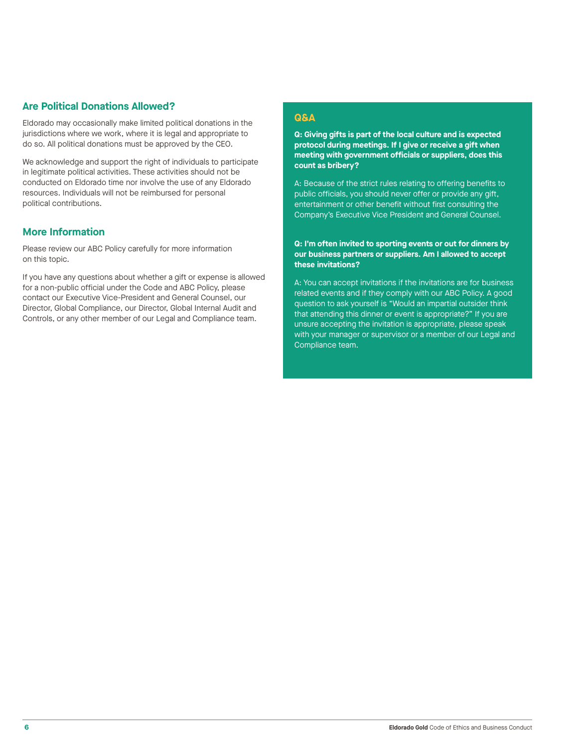## Are Political Donations Allowed?

Eldorado may occasionally make limited political donations in the jurisdictions where we work, where it is legal and appropriate to do so. All political donations must be approved by the CEO.

We acknowledge and support the right of individuals to participate in legitimate political activities. These activities should not be conducted on Eldorado time nor involve the use of any Eldorado resources. Individuals will not be reimbursed for personal political contributions.

## More Information

Please review our ABC Policy carefully for more information on this topic.

If you have any questions about whether a gift or expense is allowed for a non-public official under the Code and ABC Policy, please contact our Executive Vice-President and General Counsel, our Director, Global Compliance, our Director, Global Internal Audit and Controls, or any other member of our Legal and Compliance team.

### Q&A

**Q: Giving gifts is part of the local culture and is expected protocol during meetings. If I give or receive a gift when meeting with government officials or suppliers, does this count as bribery?**

A: Because of the strict rules relating to offering benefits to public officials, you should never offer or provide any gift, entertainment or other benefit without first consulting the Company's Executive Vice President and General Counsel.

**Q: I'm often invited to sporting events or out for dinners by our business partners or suppliers. Am I allowed to accept these invitations?**

A: You can accept invitations if the invitations are for business related events and if they comply with our ABC Policy. A good question to ask yourself is "Would an impartial outsider think that attending this dinner or event is appropriate?" If you are unsure accepting the invitation is appropriate, please speak with your manager or supervisor or a member of our Legal and Compliance team.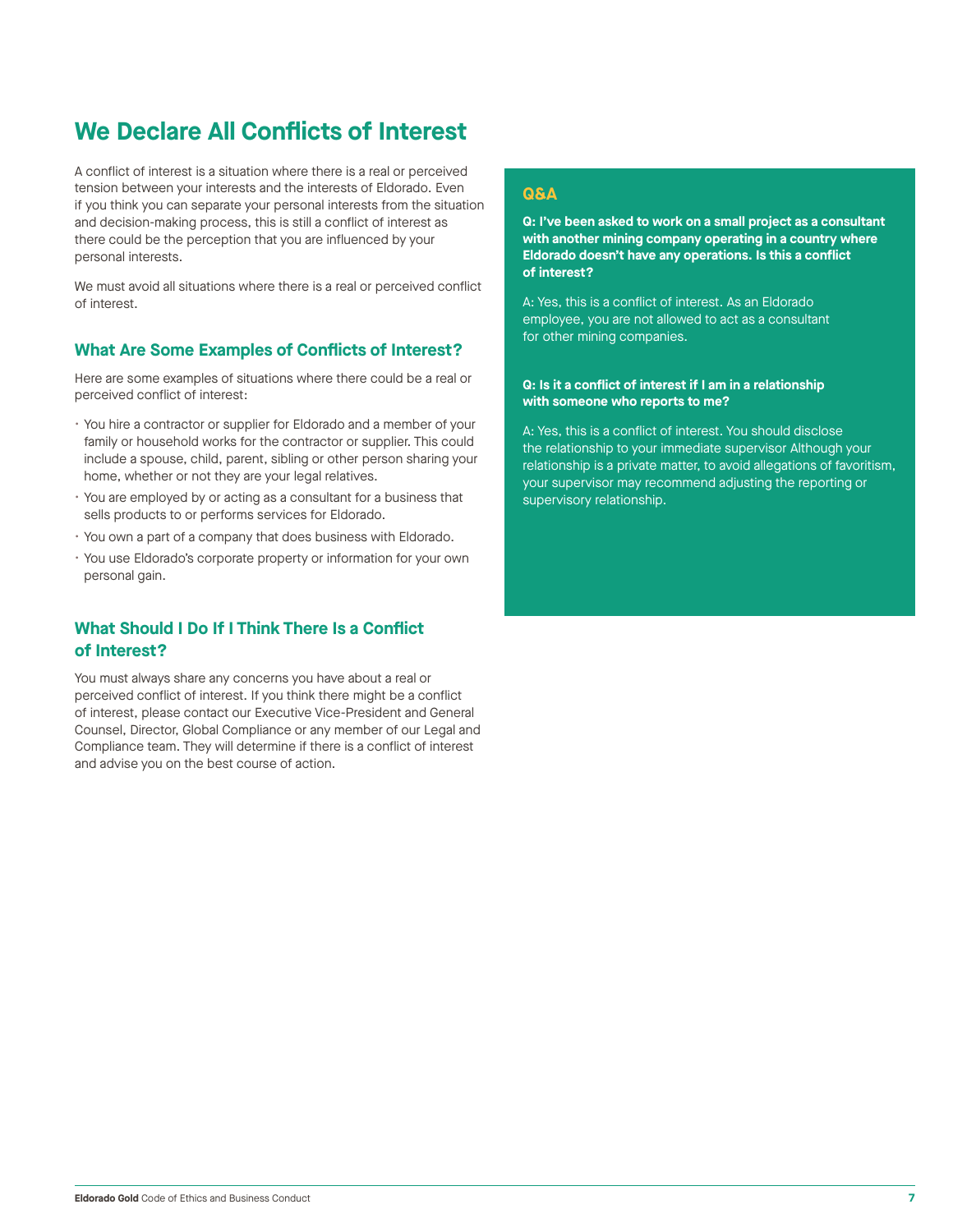# We Declare All Conflicts of Interest

A conflict of interest is a situation where there is a real or perceived tension between your interests and the interests of Eldorado. Even if you think you can separate your personal interests from the situation and decision-making process, this is still a conflict of interest as there could be the perception that you are influenced by your personal interests.

We must avoid all situations where there is a real or perceived conflict of interest.

## What Are Some Examples of Conflicts of Interest?

Here are some examples of situations where there could be a real or perceived conflict of interest:

- You hire a contractor or supplier for Eldorado and a member of your family or household works for the contractor or supplier. This could include a spouse, child, parent, sibling or other person sharing your home, whether or not they are your legal relatives.
- You are employed by or acting as a consultant for a business that sells products to or performs services for Eldorado.
- You own a part of a company that does business with Eldorado.
- You use Eldorado's corporate property or information for your own personal gain.

## What Should I Do If I Think There Is a Conflict of Interest?

You must always share any concerns you have about a real or perceived conflict of interest. If you think there might be a conflict of interest, please contact our Executive Vice-President and General Counsel, Director, Global Compliance or any member of our Legal and Compliance team. They will determine if there is a conflict of interest and advise you on the best course of action.

### Q&A

**Q: I've been asked to work on a small project as a consultant with another mining company operating in a country where Eldorado doesn't have any operations. Is this a conflict of interest?**

A: Yes, this is a conflict of interest. As an Eldorado employee, you are not allowed to act as a consultant for other mining companies.

**Q: Is it a conflict of interest if I am in a relationship with someone who reports to me?**

A: Yes, this is a conflict of interest. You should disclose the relationship to your immediate supervisor Although your relationship is a private matter, to avoid allegations of favoritism, your supervisor may recommend adjusting the reporting or supervisory relationship.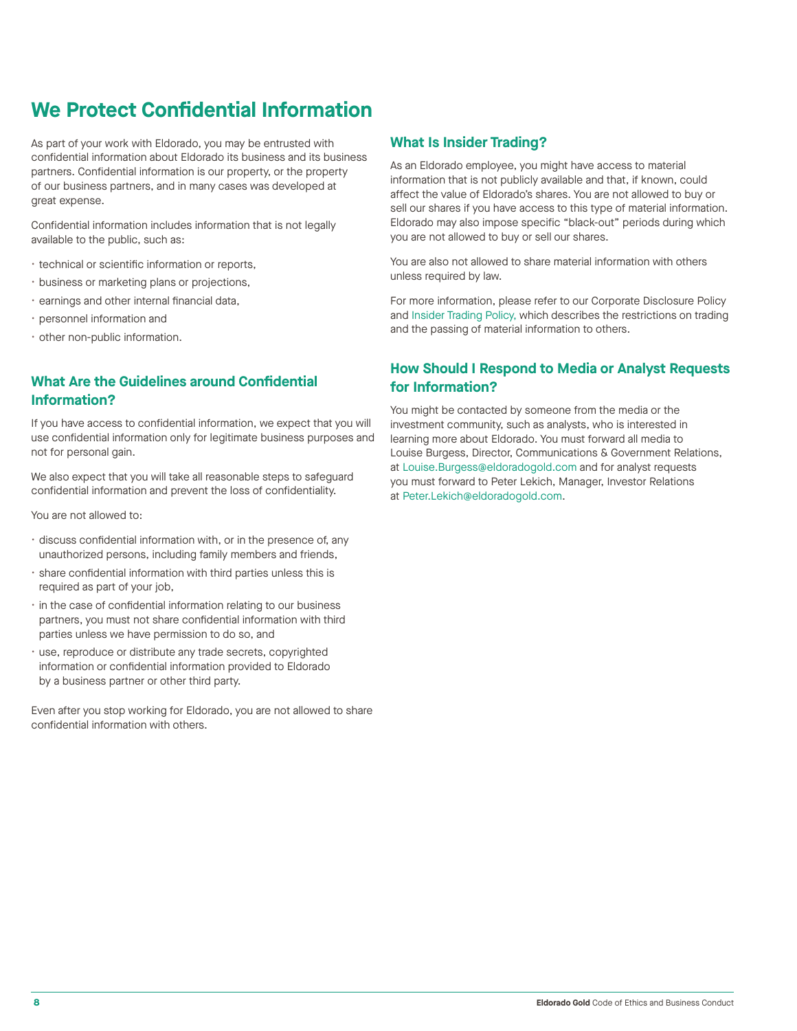# We Protect Confidential Information

As part of your work with Eldorado, you may be entrusted with confidential information about Eldorado its business and its business partners. Confidential information is our property, or the property of our business partners, and in many cases was developed at great expense.

Confidential information includes information that is not legally available to the public, such as:

- technical or scientific information or reports,
- business or marketing plans or projections,
- earnings and other internal financial data,
- personnel information and
- other non-public information.

## What Are the Guidelines around Confidential Information?

If you have access to confidential information, we expect that you will use confidential information only for legitimate business purposes and not for personal gain.

We also expect that you will take all reasonable steps to safeguard confidential information and prevent the loss of confidentiality.

You are not allowed to:

- discuss confidential information with, or in the presence of, any unauthorized persons, including family members and friends,
- share confidential information with third parties unless this is required as part of your job,
- in the case of confidential information relating to our business partners, you must not share confidential information with third parties unless we have permission to do so, and
- use, reproduce or distribute any trade secrets, copyrighted information or confidential information provided to Eldorado by a business partner or other third party.

Even after you stop working for Eldorado, you are not allowed to share confidential information with others.

## What Is Insider Trading?

As an Eldorado employee, you might have access to material information that is not publicly available and that, if known, could affect the value of Eldorado's shares. You are not allowed to buy or sell our shares if you have access to this type of material information. Eldorado may also impose specific "black-out" periods during which you are not allowed to buy or sell our shares.

You are also not allowed to share material information with others unless required by law.

For more information, please refer to our Corporate Disclosure Policy and Insider Trading Policy, which describes the restrictions on trading and the passing of material information to others.

## How Should I Respond to Media or Analyst Requests for Information?

You might be contacted by someone from the media or the investment community, such as analysts, who is interested in learning more about Eldorado. You must forward all media to Louise Burgess, Director, Communications & Government Relations, at Louise.Burgess@eldoradogold.com and for analyst requests you must forward to Peter Lekich, Manager, Investor Relations at Peter.Lekich@eldoradogold.com.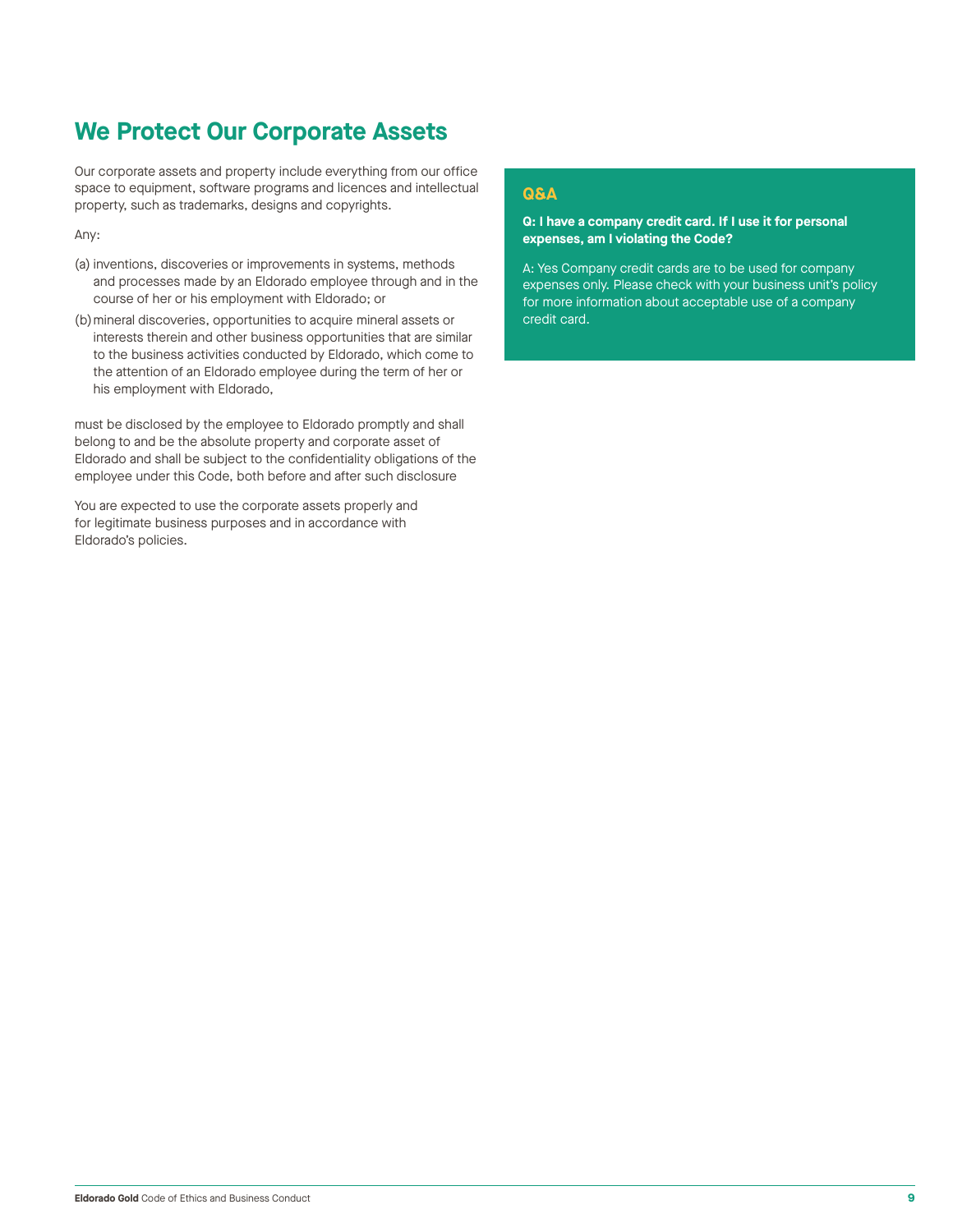# We Protect Our Corporate Assets

Our corporate assets and property include everything from our office space to equipment, software programs and licences and intellectual property, such as trademarks, designs and copyrights.

Any:

(a) inventions, discoveries or improvements in systems, methods and processes made by an Eldorado employee through and in the course of her or his employment with Eldorado; or

(b) mineral discoveries, opportunities to acquire mineral assets or interests therein and other business opportunities that are similar to the business activities conducted by Eldorado, which come to the attention of an Eldorado employee during the term of her or his employment with Eldorado,

must be disclosed by the employee to Eldorado promptly and shall belong to and be the absolute property and corporate asset of Eldorado and shall be subject to the confidentiality obligations of the employee under this Code, both before and after such disclosure

You are expected to use the corporate assets properly and for legitimate business purposes and in accordance with Eldorado's policies.

### Q&A

**Q: I have a company credit card. If I use it for personal expenses, am I violating the Code?**

A: Yes Company credit cards are to be used for company expenses only. Please check with your business unit's policy for more information about acceptable use of a company credit card.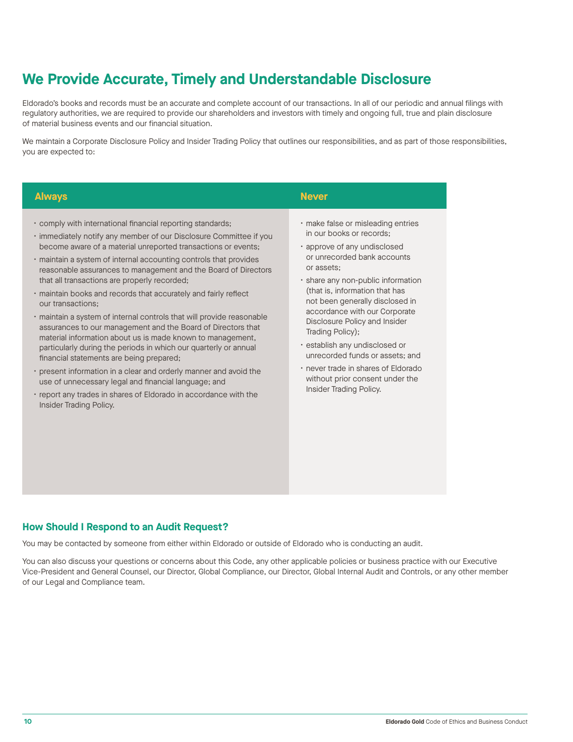## We Provide Accurate, Timely and Understandable Disclosure

Eldorado's books and records must be an accurate and complete account of our transactions. In all of our periodic and annual filings with regulatory authorities, we are required to provide our shareholders and investors with timely and ongoing full, true and plain disclosure of material business events and our financial situation.

We maintain a Corporate Disclosure Policy and Insider Trading Policy that outlines our responsibilities, and as part of those responsibilities, you are expected to:

| Always | Never |
|---|---|
| • comply with international financial reporting standards;<br>• immediately notify any member of our Disclosure Committee if you become aware of a material unreported transactions or events;<br>• maintain a system of internal accounting controls that provides reasonable assurances to management and the Board of Directors that all transactions are properly recorded;<br>• maintain books and records that accurately and fairly reflect our transactions;<br>• maintain a system of internal controls that will provide reasonable assurances to our management and the Board of Directors that material information about us is made known to management, particularly during the periods in which our quarterly or annual financial statements are being prepared;<br>• present information in a clear and orderly manner and avoid the use of unnecessary legal and financial language; and<br>• report any trades in shares of Eldorado in accordance with the Insider Trading Policy. | • make false or misleading entries in our books or records;<br>• approve of any undisclosed or unrecorded bank accounts or assets;<br>• share any non-public information (that is, information that has not been generally disclosed in accordance with our Corporate Disclosure Policy and Insider Trading Policy);<br>• establish any undisclosed or unrecorded funds or assets; and<br>• never trade in shares of Eldorado without prior consent under the Insider Trading Policy. |

### How Should I Respond to an Audit Request?

You may be contacted by someone from either within Eldorado or outside of Eldorado who is conducting an audit.

You can also discuss your questions or concerns about this Code, any other applicable policies or business practice with our Executive Vice-President and General Counsel, our Director, Global Compliance, our Director, Global Internal Audit and Controls, or any other member of our Legal and Compliance team.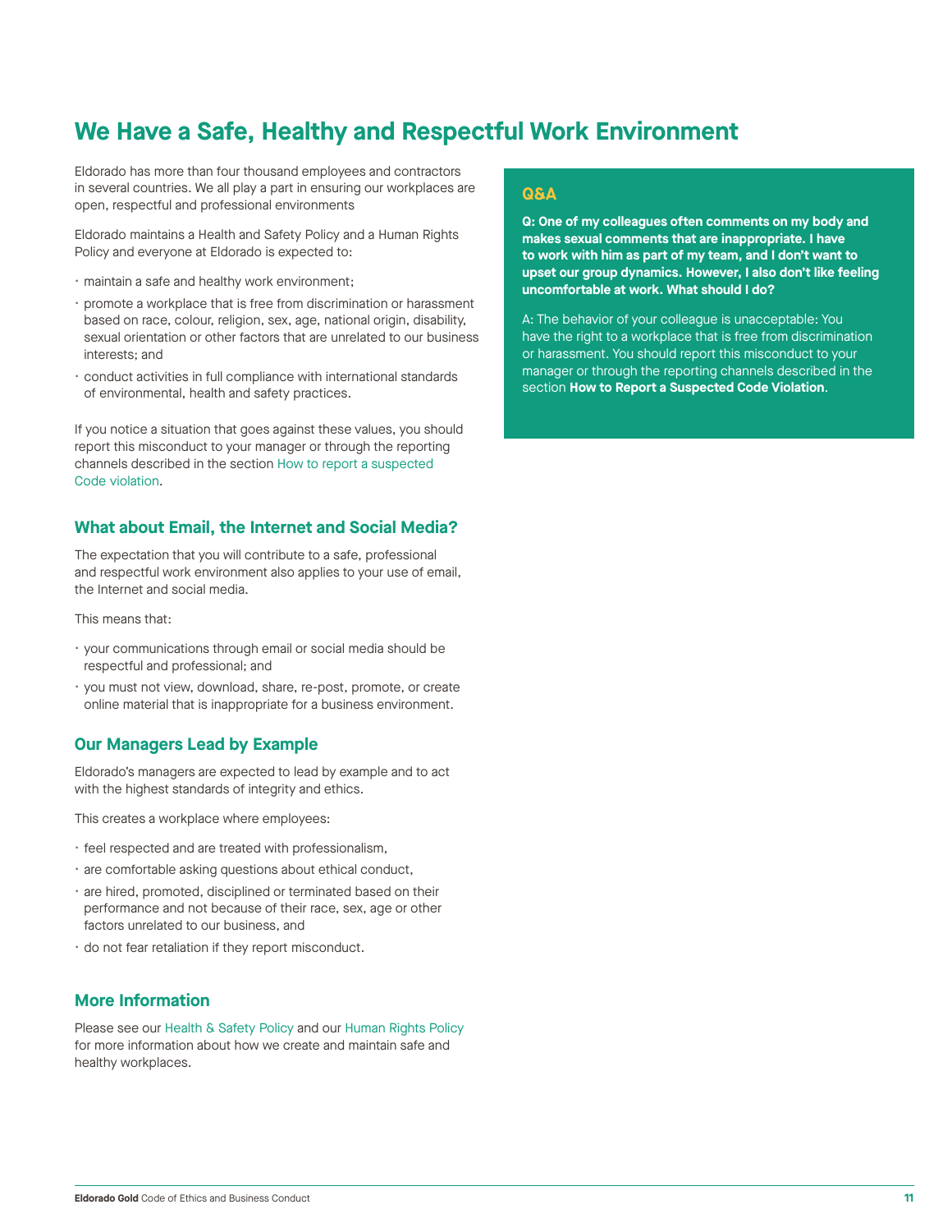# We Have a Safe, Healthy and Respectful Work Environment

Eldorado has more than four thousand employees and contractors in several countries. We all play a part in ensuring our workplaces are open, respectful and professional environments

Eldorado maintains a Health and Safety Policy and a Human Rights Policy and everyone at Eldorado is expected to:

- maintain a safe and healthy work environment;
- promote a workplace that is free from discrimination or harassment based on race, colour, religion, sex, age, national origin, disability, sexual orientation or other factors that are unrelated to our business interests; and
- conduct activities in full compliance with international standards of environmental, health and safety practices.

If you notice a situation that goes against these values, you should report this misconduct to your manager or through the reporting channels described in the section How to report a suspected Code violation.

## What about Email, the Internet and Social Media?

The expectation that you will contribute to a safe, professional and respectful work environment also applies to your use of email, the Internet and social media.

This means that:

- your communications through email or social media should be respectful and professional; and
- you must not view, download, share, re-post, promote, or create online material that is inappropriate for a business environment.

## Our Managers Lead by Example

Eldorado's managers are expected to lead by example and to act with the highest standards of integrity and ethics.

This creates a workplace where employees:

- feel respected and are treated with professionalism,
- are comfortable asking questions about ethical conduct,
- are hired, promoted, disciplined or terminated based on their performance and not because of their race, sex, age or other factors unrelated to our business, and
- do not fear retaliation if they report misconduct.

## More Information

Please see our Health & Safety Policy and our Human Rights Policy for more information about how we create and maintain safe and healthy workplaces.

### Q&A

**Q: One of my colleagues often comments on my body and makes sexual comments that are inappropriate. I have to work with him as part of my team, and I don't want to upset our group dynamics. However, I also don't like feeling uncomfortable at work. What should I do?**

A: The behavior of your colleague is unacceptable: You have the right to a workplace that is free from discrimination or harassment. You should report this misconduct to your manager or through the reporting channels described in the section **How to Report a Suspected Code Violation**.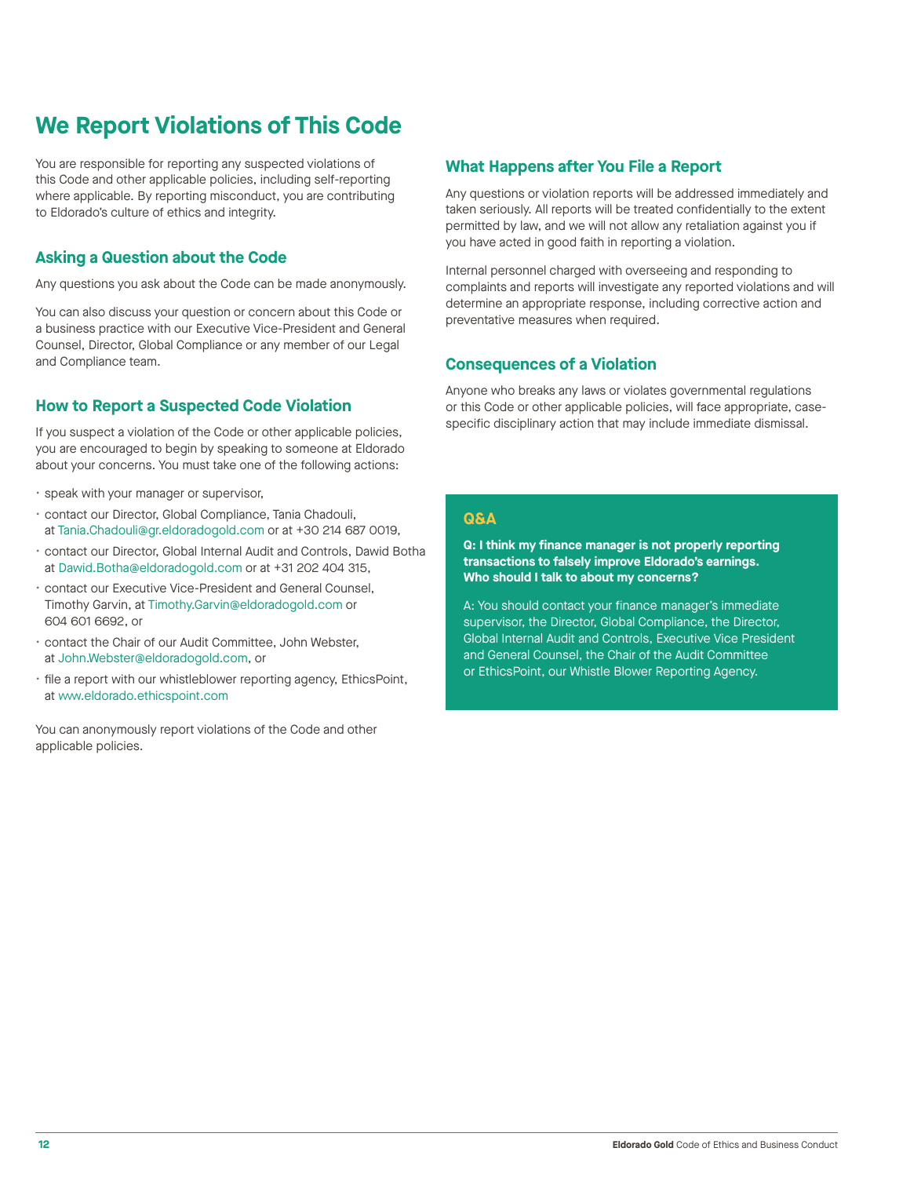# We Report Violations of This Code

You are responsible for reporting any suspected violations of this Code and other applicable policies, including self-reporting where applicable. By reporting misconduct, you are contributing to Eldorado's culture of ethics and integrity.

## Asking a Question about the Code

Any questions you ask about the Code can be made anonymously.

You can also discuss your question or concern about this Code or a business practice with our Executive Vice-President and General Counsel, Director, Global Compliance or any member of our Legal and Compliance team.

## How to Report a Suspected Code Violation

If you suspect a violation of the Code or other applicable policies, you are encouraged to begin by speaking to someone at Eldorado about your concerns. You must take one of the following actions:

- speak with your manager or supervisor,
- contact our Director, Global Compliance, Tania Chadouli, at Tania.Chadouli@gr.eldoradogold.com or at +30 214 687 0019,
- contact our Director, Global Internal Audit and Controls, Dawid Botha at Dawid.Botha@eldoradogold.com or at +31 202 404 315,
- contact our Executive Vice-President and General Counsel, Timothy Garvin, at Timothy.Garvin@eldoradogold.com or 604 601 6692, or
- contact the Chair of our Audit Committee, John Webster, at John.Webster@eldoradogold.com, or
- file a report with our whistleblower reporting agency, EthicsPoint, at www.eldorado.ethicspoint.com

You can anonymously report violations of the Code and other applicable policies.

## What Happens after You File a Report

Any questions or violation reports will be addressed immediately and taken seriously. All reports will be treated confidentially to the extent permitted by law, and we will not allow any retaliation against you if you have acted in good faith in reporting a violation.

Internal personnel charged with overseeing and responding to complaints and reports will investigate any reported violations and will determine an appropriate response, including corrective action and preventative measures when required.

## Consequences of a Violation

Anyone who breaks any laws or violates governmental regulations or this Code or other applicable policies, will face appropriate, case-specific disciplinary action that may include immediate dismissal.

### Q&A

**Q: I think my finance manager is not properly reporting transactions to falsely improve Eldorado's earnings. Who should I talk to about my concerns?**

A: You should contact your finance manager's immediate supervisor, the Director, Global Compliance, the Director, Global Internal Audit and Controls, Executive Vice President and General Counsel, the Chair of the Audit Committee or EthicsPoint, our Whistle Blower Reporting Agency.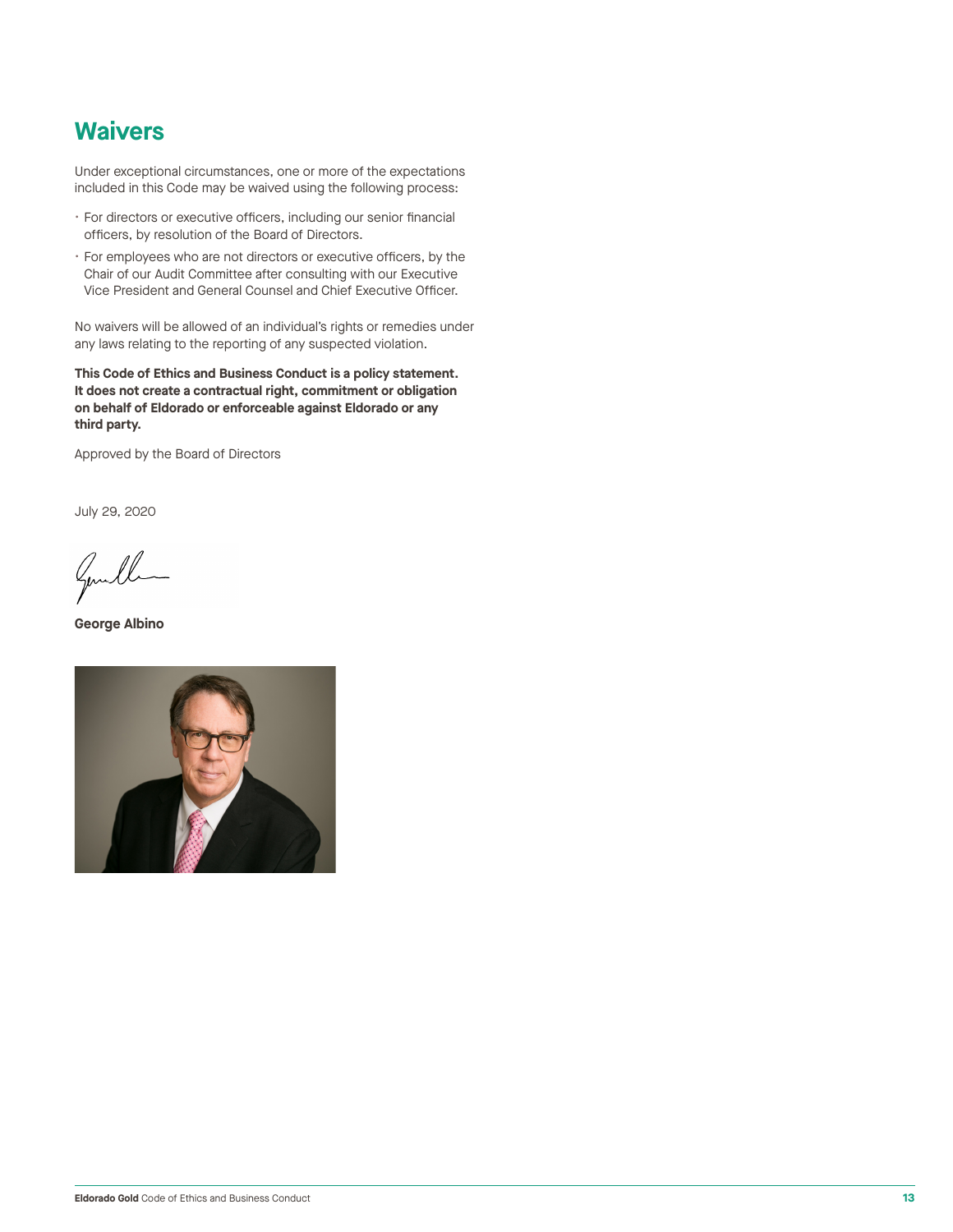## Waivers

Under exceptional circumstances, one or more of the expectations included in this Code may be waived using the following process:

- For directors or executive officers, including our senior financial officers, by resolution of the Board of Directors.
- For employees who are not directors or executive officers, by the Chair of our Audit Committee after consulting with our Executive Vice President and General Counsel and Chief Executive Officer.

No waivers will be allowed of an individual's rights or remedies under any laws relating to the reporting of any suspected violation.

**This Code of Ethics and Business Conduct is a policy statement. It does not create a contractual right, commitment or obligation on behalf of Eldorado or enforceable against Eldorado or any third party.**

Approved by the Board of Directors

July 29, 2020

**George Albino**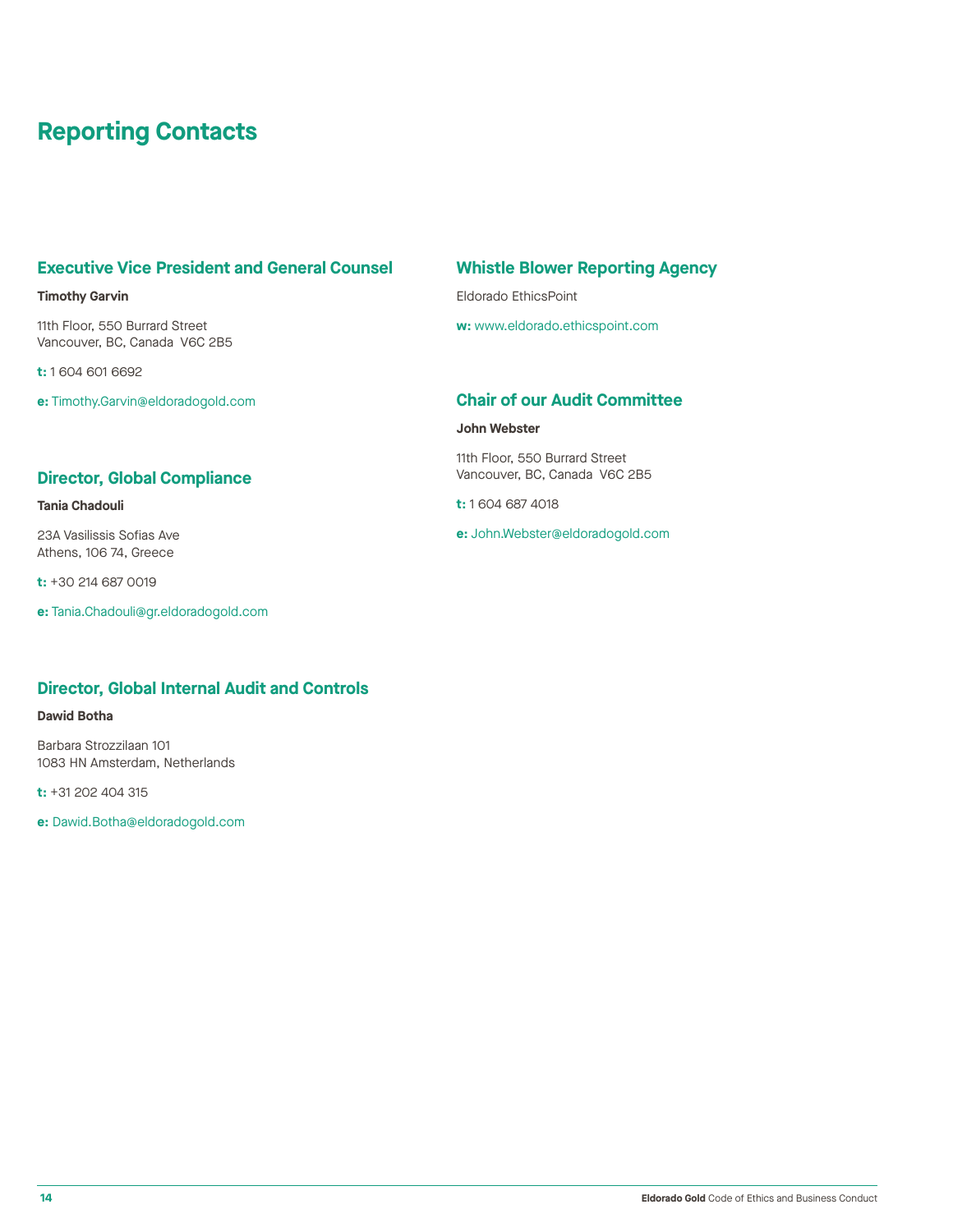# Reporting Contacts

## Executive Vice President and General Counsel

**Timothy Garvin**

11th Floor, 550 Burrard Street
Vancouver, BC, Canada V6C 2B5

**t:** 1 604 601 6692

**e:** Timothy.Garvin@eldoradogold.com

## Director, Global Compliance

**Tania Chadouli**

23A Vasilissis Sofias Ave
Athens, 106 74, Greece

**t:** +30 214 687 0019

**e:** Tania.Chadouli@gr.eldoradogold.com

## Director, Global Internal Audit and Controls

**Dawid Botha**

Barbara Strozzilaan 101
1083 HN Amsterdam, Netherlands

**t:** +31 202 404 315

**e:** Dawid.Botha@eldoradogold.com

## Whistle Blower Reporting Agency

Eldorado EthicsPoint

**w:** www.eldorado.ethicspoint.com

## Chair of our Audit Committee

**John Webster**

11th Floor, 550 Burrard Street
Vancouver, BC, Canada V6C 2B5

**t:** 1 604 687 4018

**e:** John.Webster@eldoradogold.com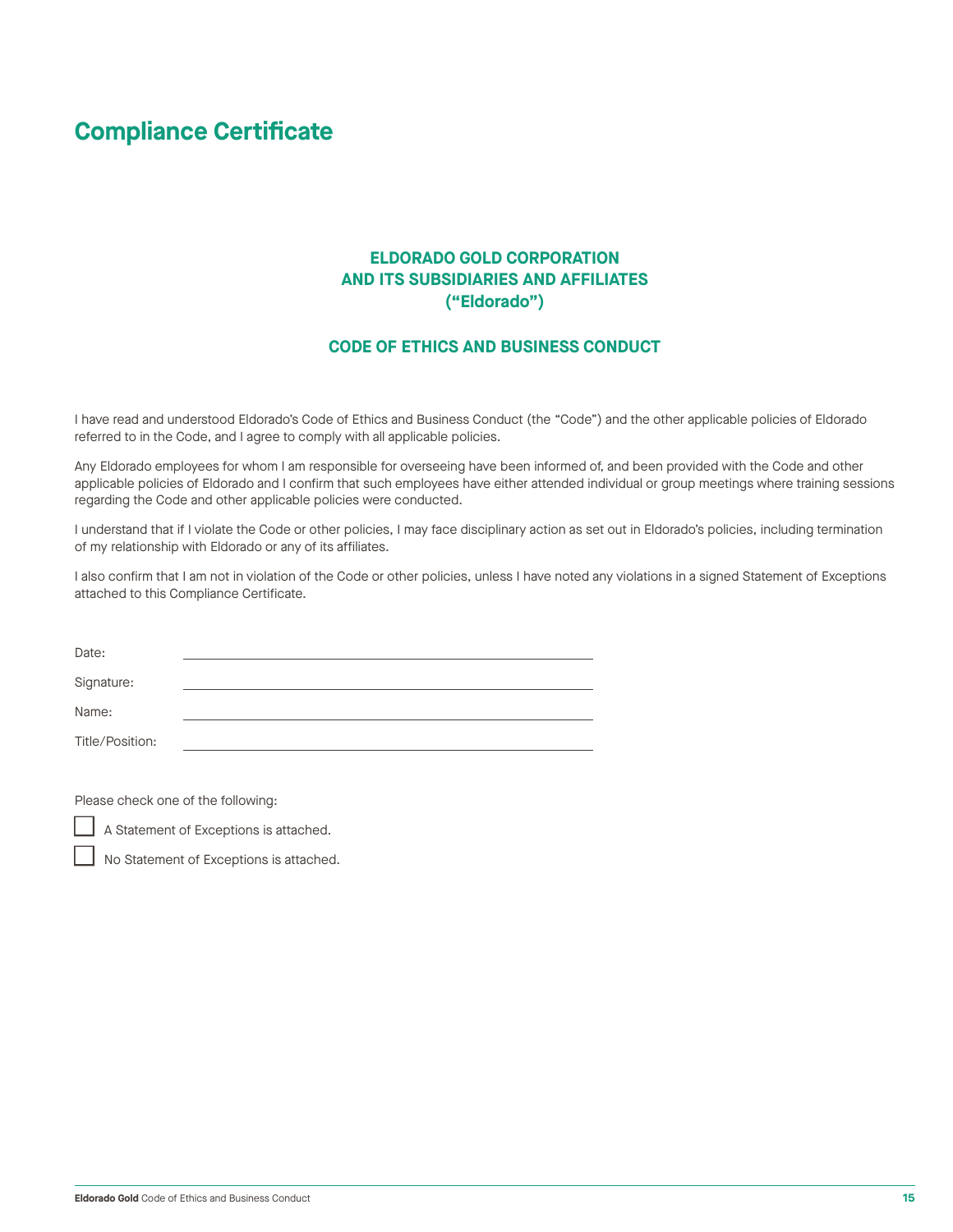# Compliance Certificate

**ELDORADO GOLD CORPORATION**
**AND ITS SUBSIDIARIES AND AFFILIATES**
**("Eldorado")**

**CODE OF ETHICS AND BUSINESS CONDUCT**

I have read and understood Eldorado's Code of Ethics and Business Conduct (the "Code") and the other applicable policies of Eldorado referred to in the Code, and I agree to comply with all applicable policies.

Any Eldorado employees for whom I am responsible for overseeing have been informed of, and been provided with the Code and other applicable policies of Eldorado and I confirm that such employees have either attended individual or group meetings where training sessions regarding the Code and other applicable policies were conducted.

I understand that if I violate the Code or other policies, I may face disciplinary action as set out in Eldorado's policies, including termination of my relationship with Eldorado or any of its affiliates.

I also confirm that I am not in violation of the Code or other policies, unless I have noted any violations in a signed Statement of Exceptions attached to this Compliance Certificate.

Date: ______________________________

Signature: ______________________________

Name: ______________________________

Title/Position: ______________________________

Please check one of the following:

☐ A Statement of Exceptions is attached.

☐ No Statement of Exceptions is attached.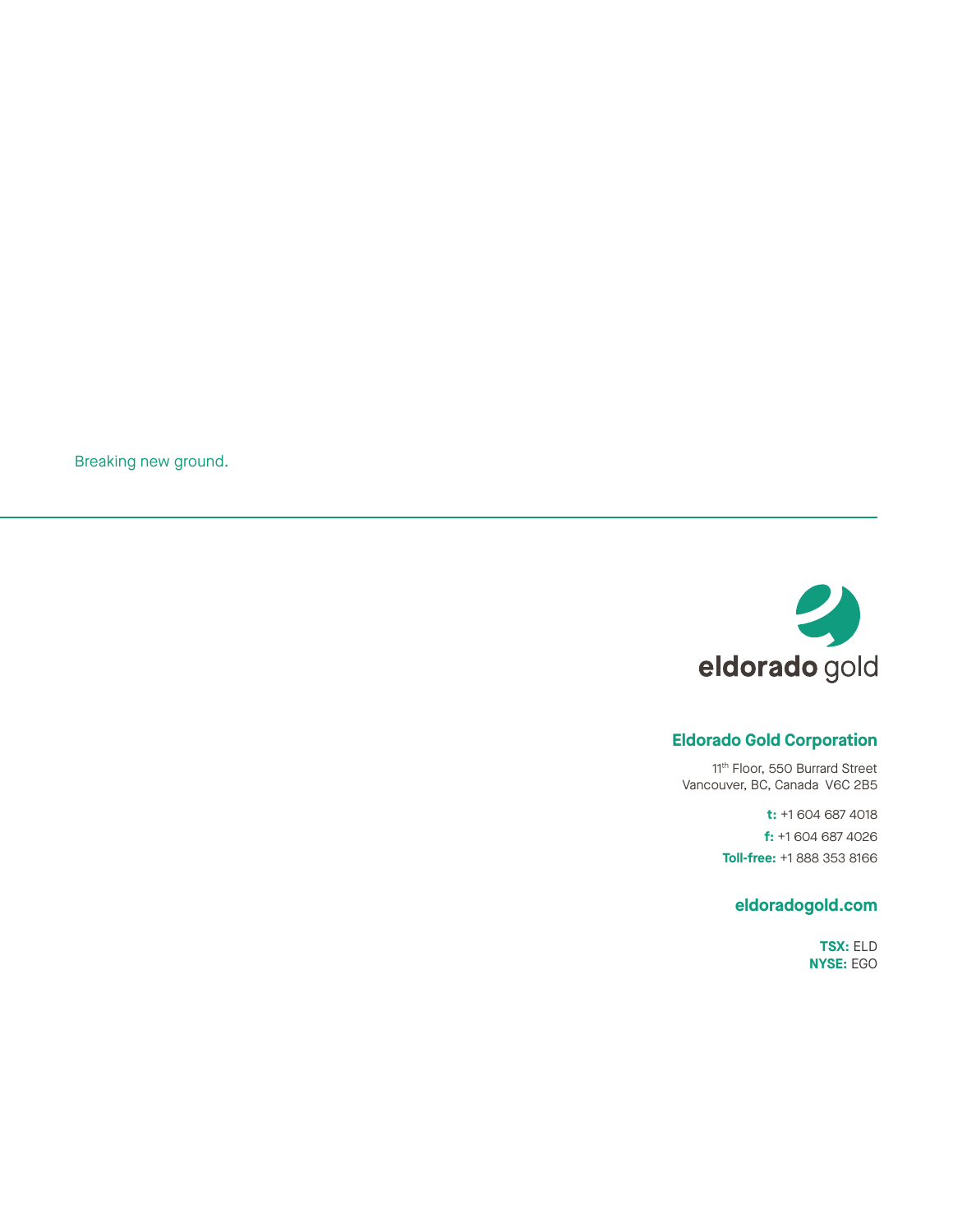Breaking new ground.

eldorado gold

**Eldorado Gold Corporation**

11th Floor, 550 Burrard Street
Vancouver, BC, Canada V6C 2B5

**t:** +1 604 687 4018

**f:** +1 604 687 4026

**Toll-free:** +1 888 353 8166

**eldoradogold.com**

**TSX:** ELD
**NYSE:** EGO